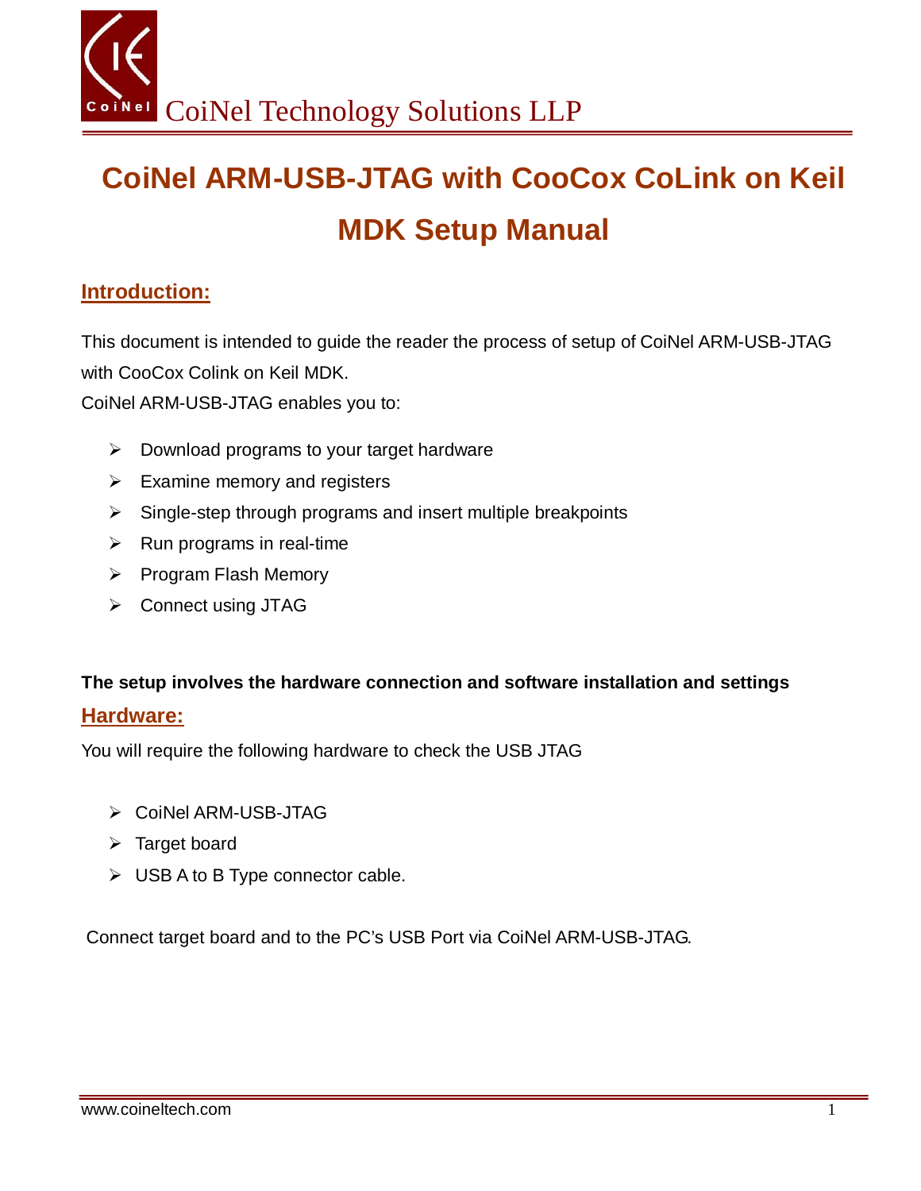CoiNel Technology Solutions LLP

# CoiNel ARM-USB-JTAG with CooCox CoLink on Keil MDK Setup Manual

## Introduction:

This document is intended to guide the reader the process of setup of CoiNel ARM-USB-JTAG with CooCox Colink on Keil MDK.
CoiNel ARM-USB-JTAG enables you to:

- Download programs to your target hardware
- Examine memory and registers
- Single-step through programs and insert multiple breakpoints
- Run programs in real-time
- Program Flash Memory
- Connect using JTAG

**The setup involves the hardware connection and software installation and settings**

## Hardware:

You will require the following hardware to check the USB JTAG

- CoiNel ARM-USB-JTAG
- Target board
- USB A to B Type connector cable.

Connect target board and to the PC's USB Port via CoiNel ARM-USB-JTAG.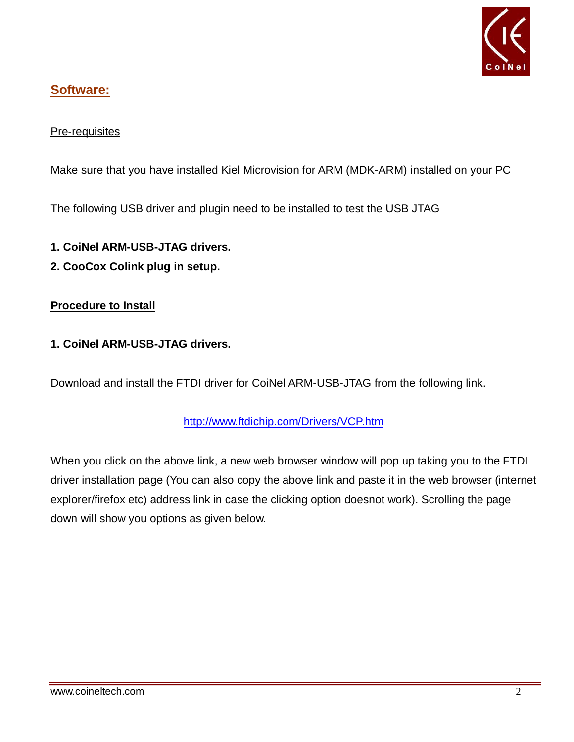## Software:

Pre-requisites

Make sure that you have installed Kiel Microvision for ARM (MDK-ARM) installed on your PC

The following USB driver and plugin need to be installed to test the USB JTAG

**1. CoiNel ARM-USB-JTAG drivers.**

**2. CooCox Colink plug in setup.**

**Procedure to Install**

**1. CoiNel ARM-USB-JTAG drivers.**

Download and install the FTDI driver for CoiNel ARM-USB-JTAG from the following link.

http://www.ftdichip.com/Drivers/VCP.htm

When you click on the above link, a new web browser window will pop up taking you to the FTDI driver installation page (You can also copy the above link and paste it in the web browser (internet explorer/firefox etc) address link in case the clicking option doesnot work). Scrolling the page down will show you options as given below.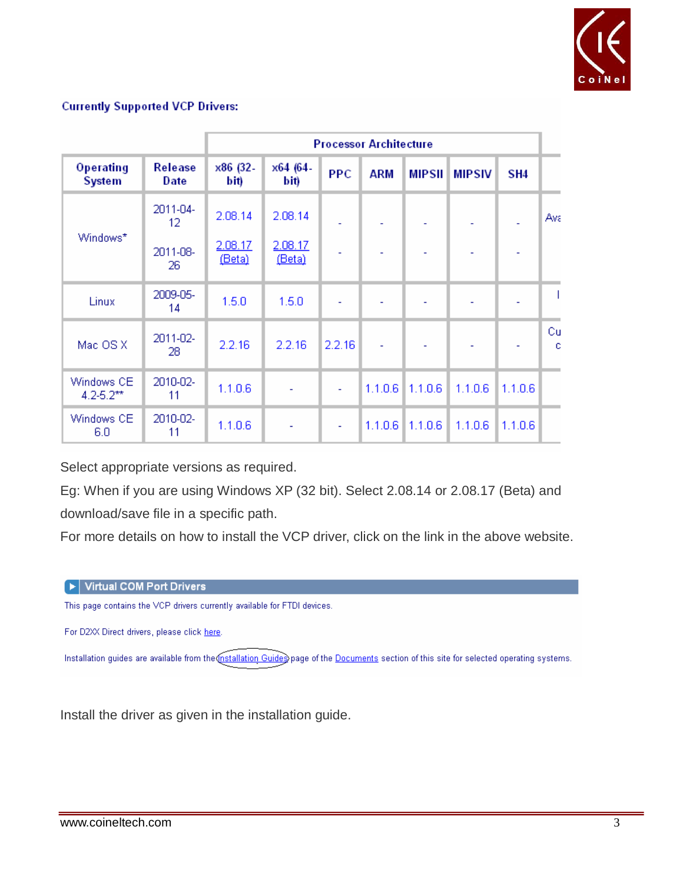**Currently Supported VCP Drivers:**

| | | Processor Architecture | | | | | | | |
|---|---|---|---|---|---|---|---|---|---|
| Operating System | Release Date | x86 (32-bit) | x64 (64-bit) | PPC | ARM | MIPSII | MIPSIV | SH4 | |
| Windows* | 2011-04-12 | 2.08.14 | 2.08.14 | - | - | - | - | - | Ava |
| | 2011-08-26 | 2.08.17 (Beta) | 2.08.17 (Beta) | - | - | - | - | - | |
| Linux | 2009-05-14 | 1.5.0 | 1.5.0 | - | - | - | - | - | I |
| Mac OS X | 2011-02-28 | 2.2.16 | 2.2.16 | 2.2.16 | - | - | - | - | Cu c |
| Windows CE 4.2-5.2** | 2010-02-11 | 1.1.0.6 | - | - | 1.1.0.6 | 1.1.0.6 | 1.1.0.6 | 1.1.0.6 | |
| Windows CE 6.0 | 2010-02-11 | 1.1.0.6 | - | - | 1.1.0.6 | 1.1.0.6 | 1.1.0.6 | 1.1.0.6 | |

Select appropriate versions as required.

Eg: When if you are using Windows XP (32 bit). Select 2.08.14 or 2.08.17 (Beta) and download/save file in a specific path.

For more details on how to install the VCP driver, click on the link in the above website.

**Virtual COM Port Drivers**

This page contains the VCP drivers currently available for FTDI devices.

For D2XX Direct drivers, please click here.

Installation guides are available from the Installation Guides page of the Documents section of this site for selected operating systems.

Install the driver as given in the installation guide.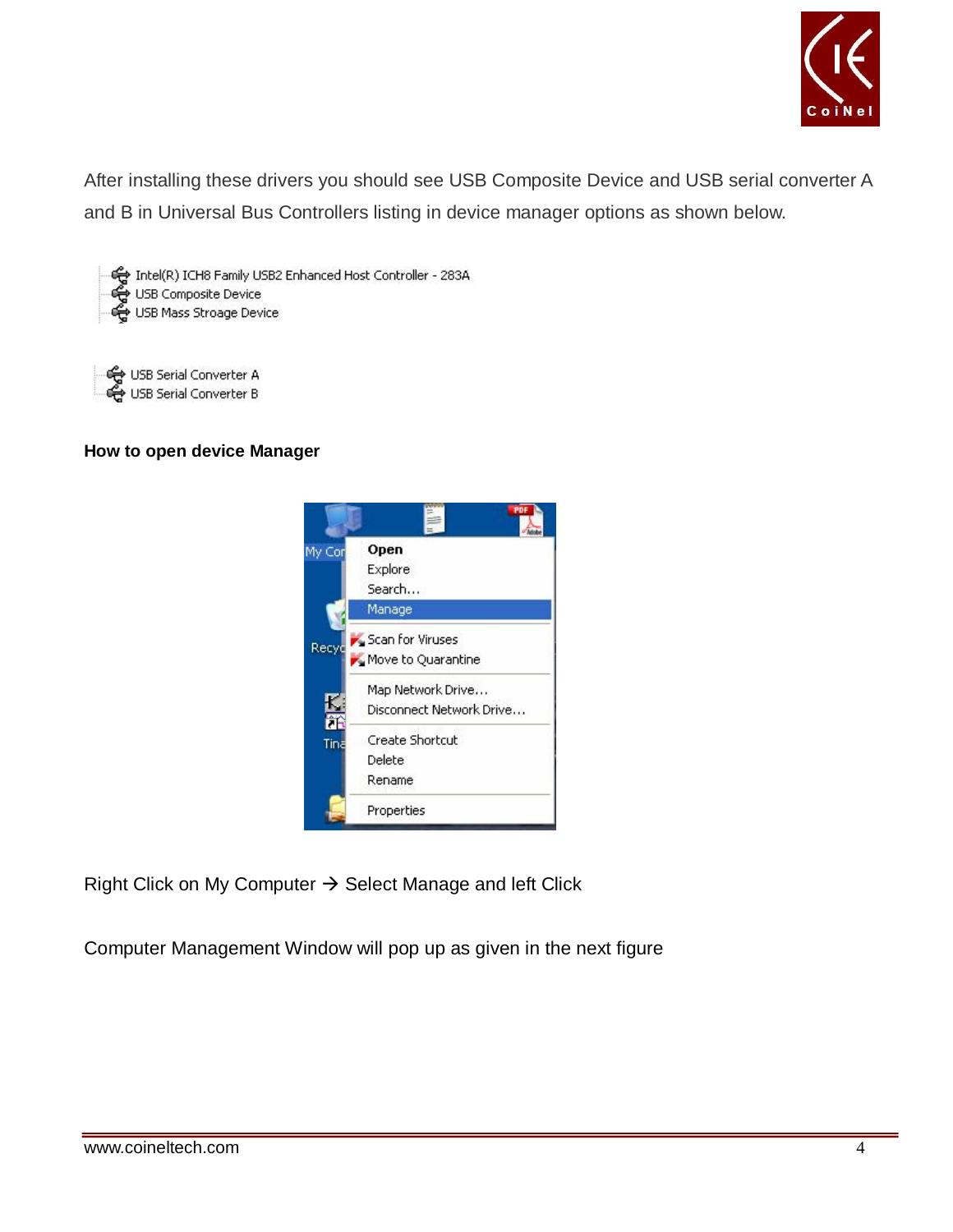After installing these drivers you should see USB Composite Device and USB serial converter A and B in Universal Bus Controllers listing in device manager options as shown below.

**How to open device Manager**

Right Click on My Computer → Select Manage and left Click

Computer Management Window will pop up as given in the next figure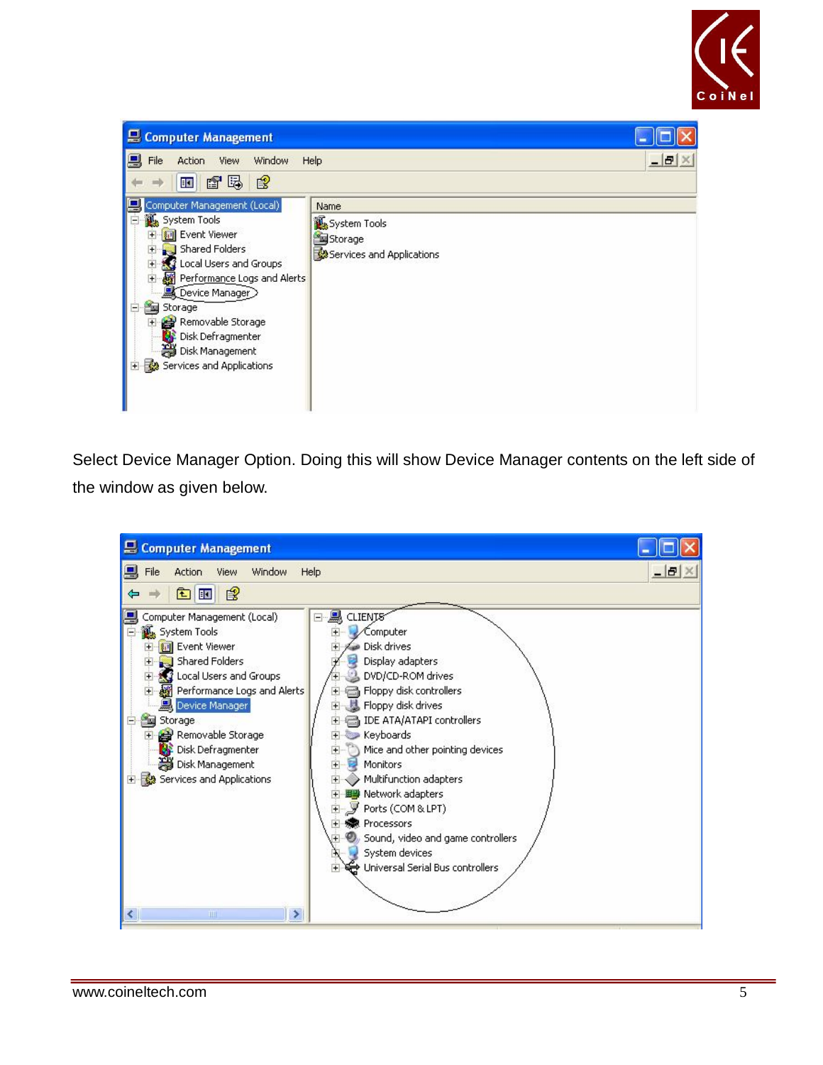Select Device Manager Option. Doing this will show Device Manager contents on the left side of the window as given below.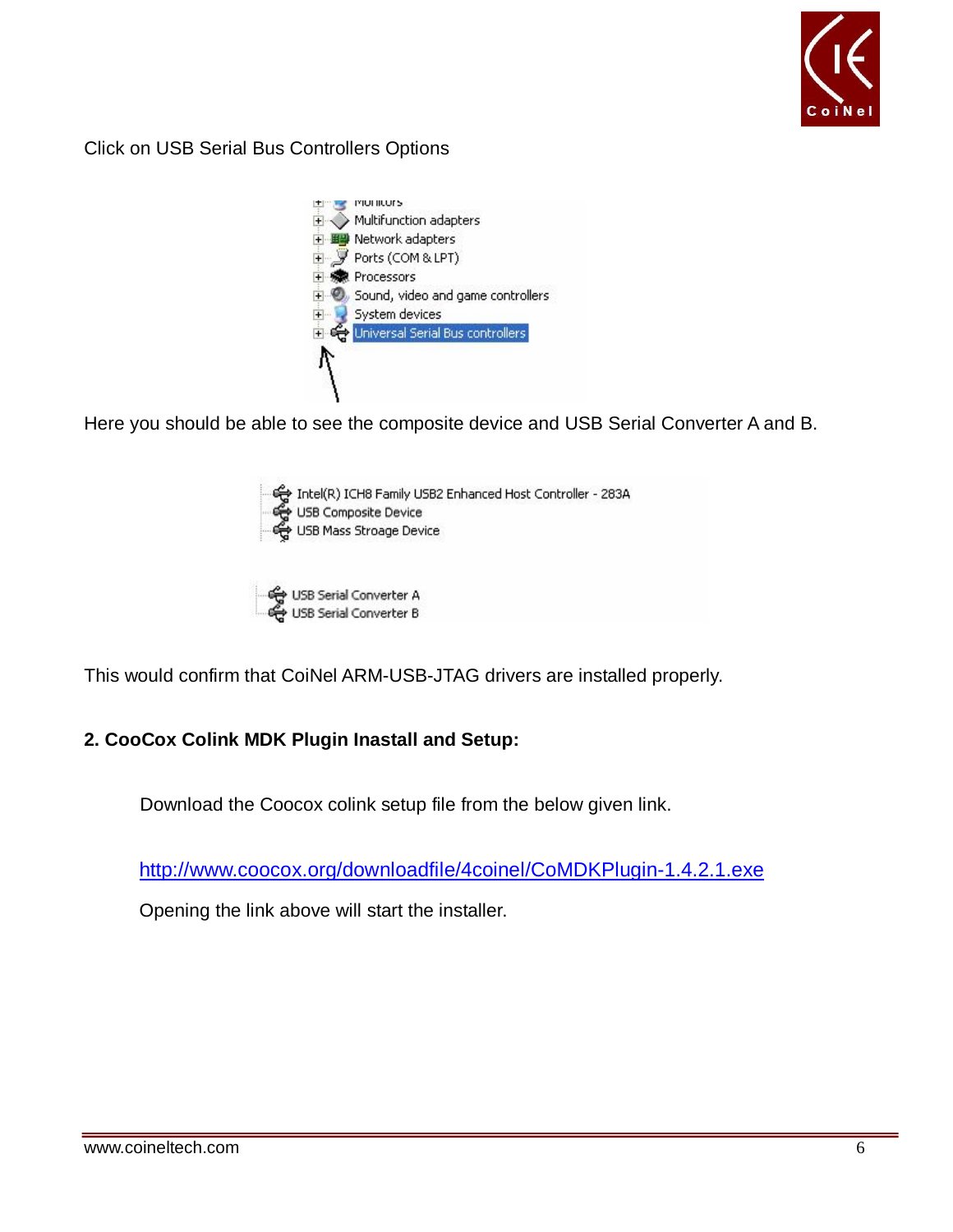Click on USB Serial Bus Controllers Options

Here you should be able to see the composite device and USB Serial Converter A and B.

This would confirm that CoiNel ARM-USB-JTAG drivers are installed properly.

**2. CooCox Colink MDK Plugin Inastall and Setup:**

Download the Coocox colink setup file from the below given link.

[http://www.coocox.org/downloadfile/4coinel/CoMDKPlugin-1.4.2.1.exe](http://www.coocox.org/downloadfile/4coinel/CoMDKPlugin-1.4.2.1.exe)

Opening the link above will start the installer.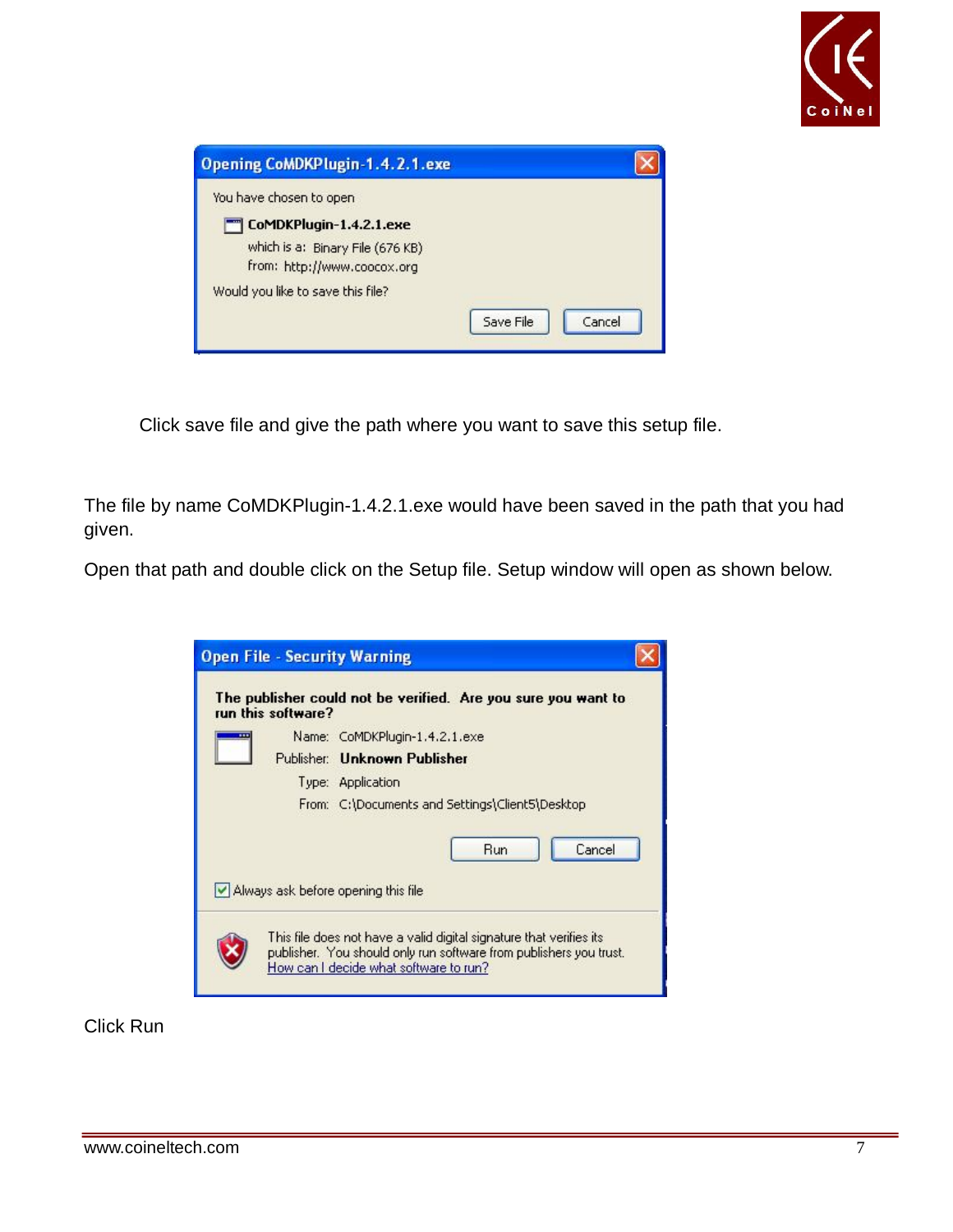Click save file and give the path where you want to save this setup file.

The file by name CoMDKPlugin-1.4.2.1.exe would have been saved in the path that you had given.

Open that path and double click on the Setup file. Setup window will open as shown below.

Click Run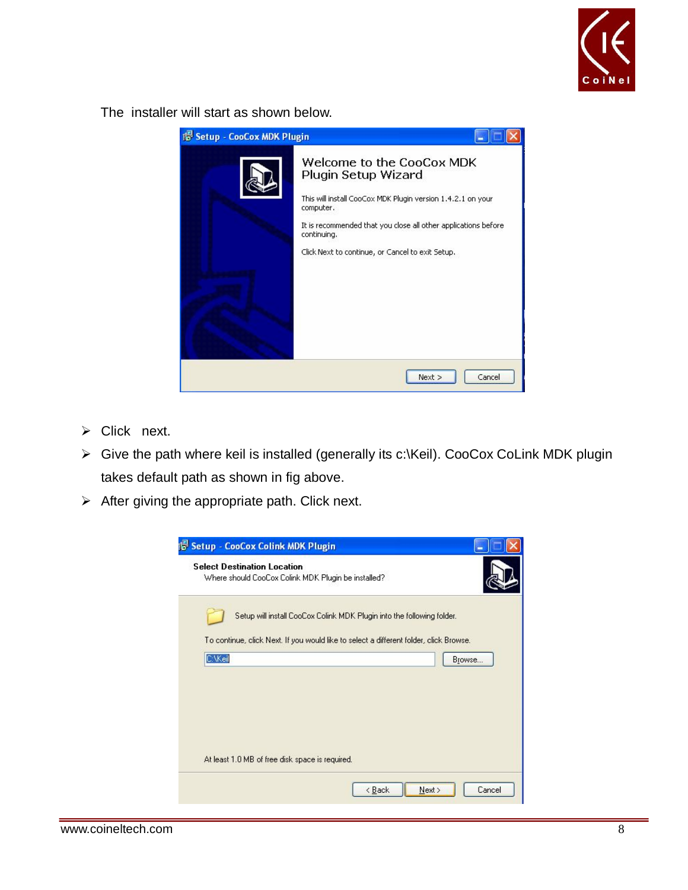The installer will start as shown below.

- Click next.
- Give the path where keil is installed (generally its c:\Keil). CooCox CoLink MDK plugin takes default path as shown in fig above.
- After giving the appropriate path. Click next.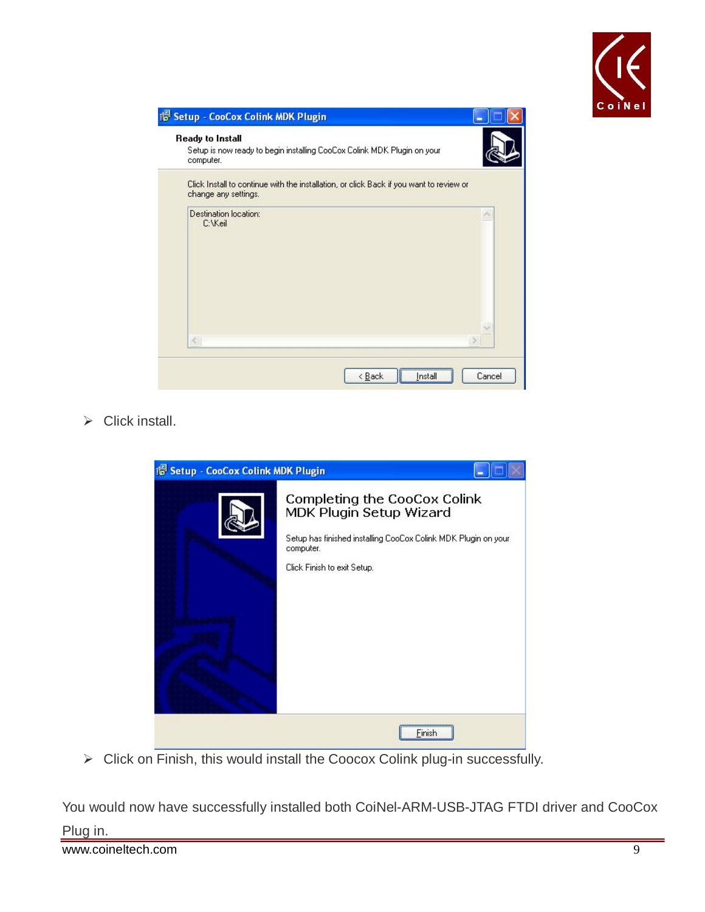- Click install.

- Click on Finish, this would install the Coocox Colink plug-in successfully.

You would now have successfully installed both CoiNel-ARM-USB-JTAG FTDI driver and CooCox Plug in.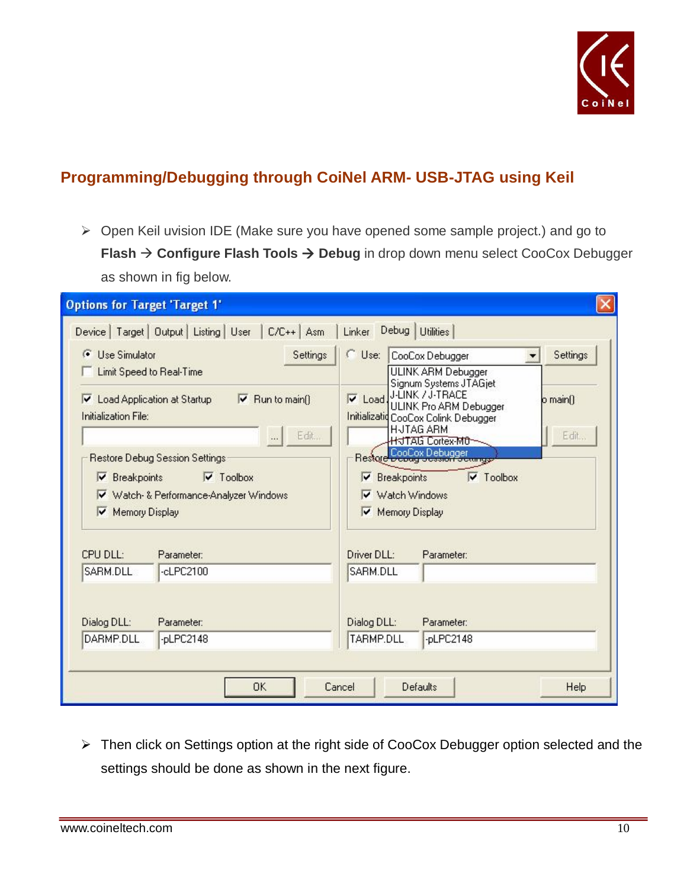## Programming/Debugging through CoiNel ARM- USB-JTAG using Keil

- Open Keil uvision IDE (Make sure you have opened some sample project.) and go to **Flash → Configure Flash Tools → Debug** in drop down menu select CooCox Debugger as shown in fig below.

- Then click on Settings option at the right side of CooCox Debugger option selected and the settings should be done as shown in the next figure.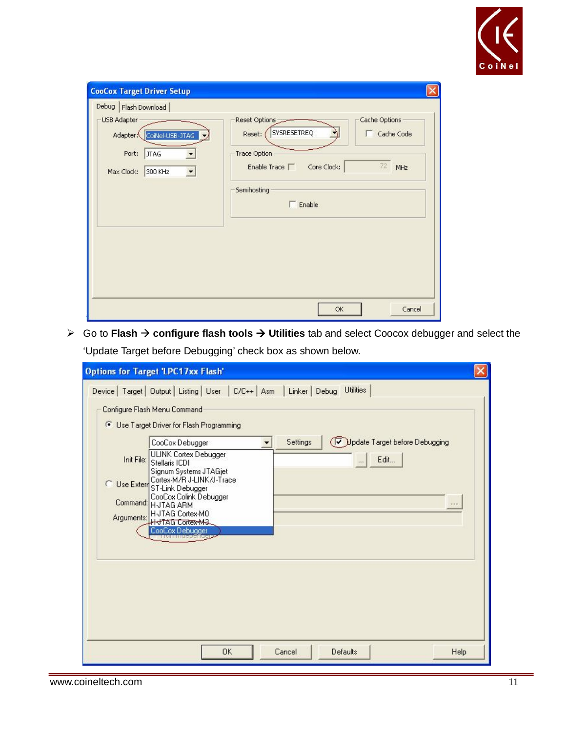- Go to **Flash → configure flash tools → Utilities** tab and select Coocox debugger and select the 'Update Target before Debugging' check box as shown below.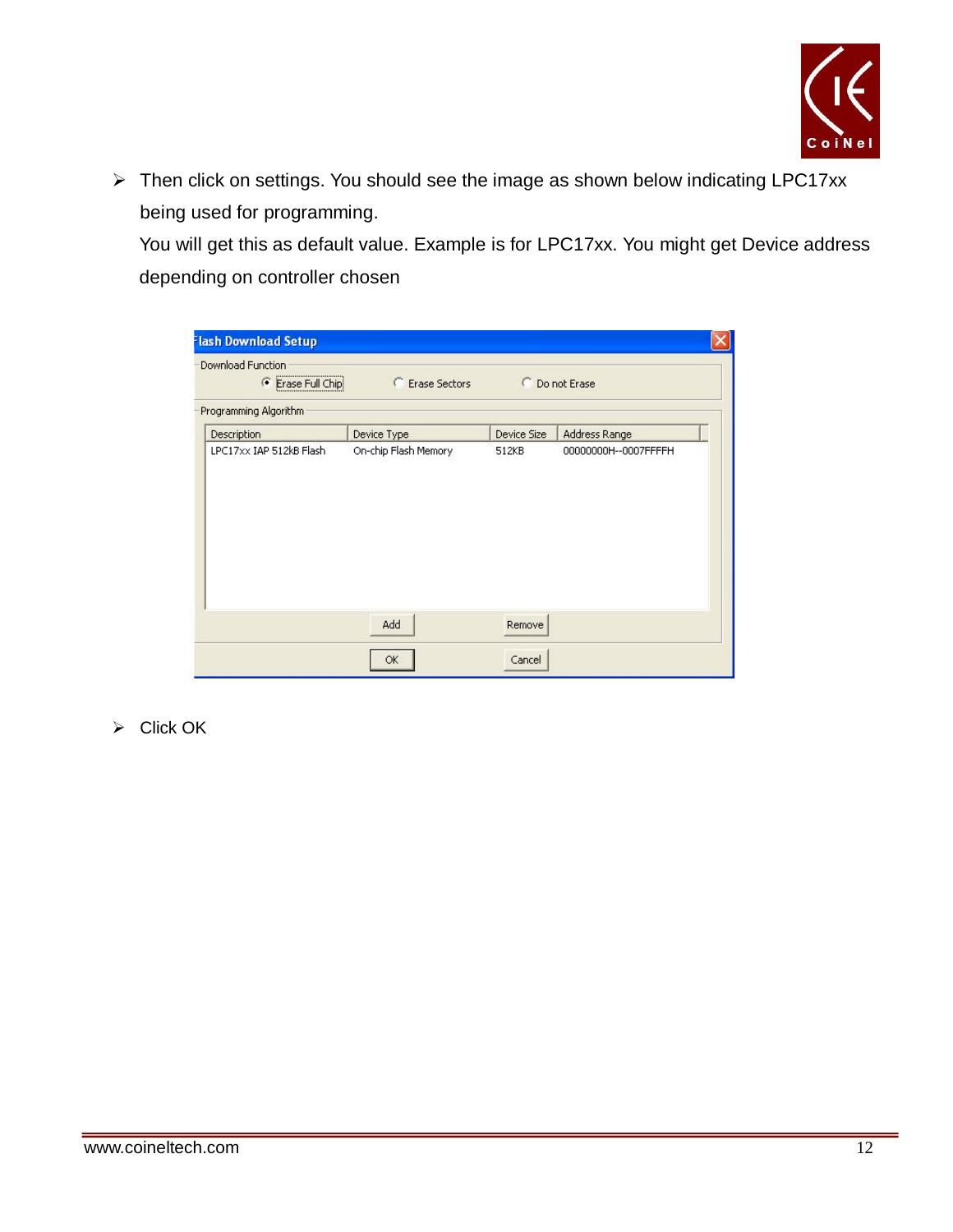- Then click on settings. You should see the image as shown below indicating LPC17xx being used for programming.
  You will get this as default value. Example is for LPC17xx. You might get Device address depending on controller chosen

- Click OK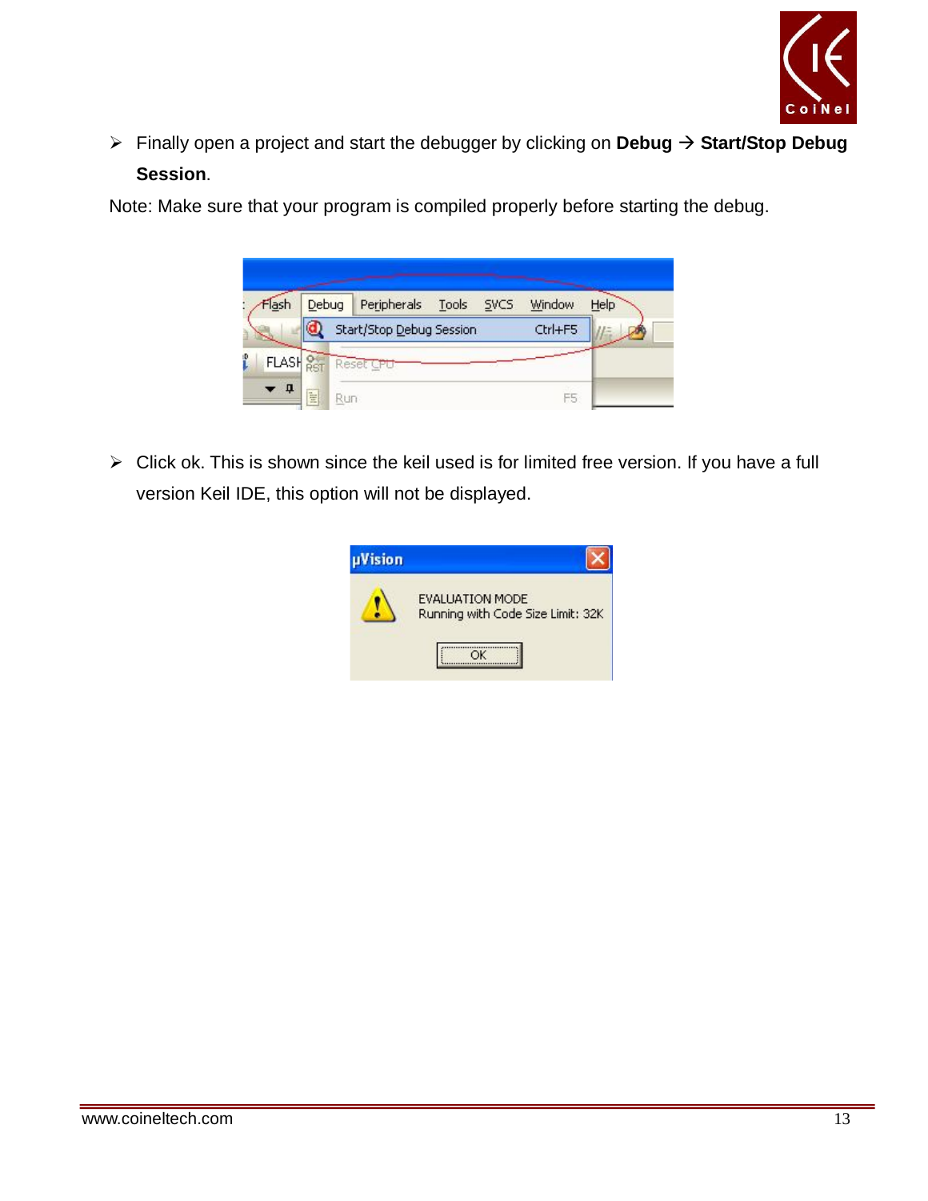- Finally open a project and start the debugger by clicking on **Debug → Start/Stop Debug Session**.

Note: Make sure that your program is compiled properly before starting the debug.

- Click ok. This is shown since the keil used is for limited free version. If you have a full version Keil IDE, this option will not be displayed.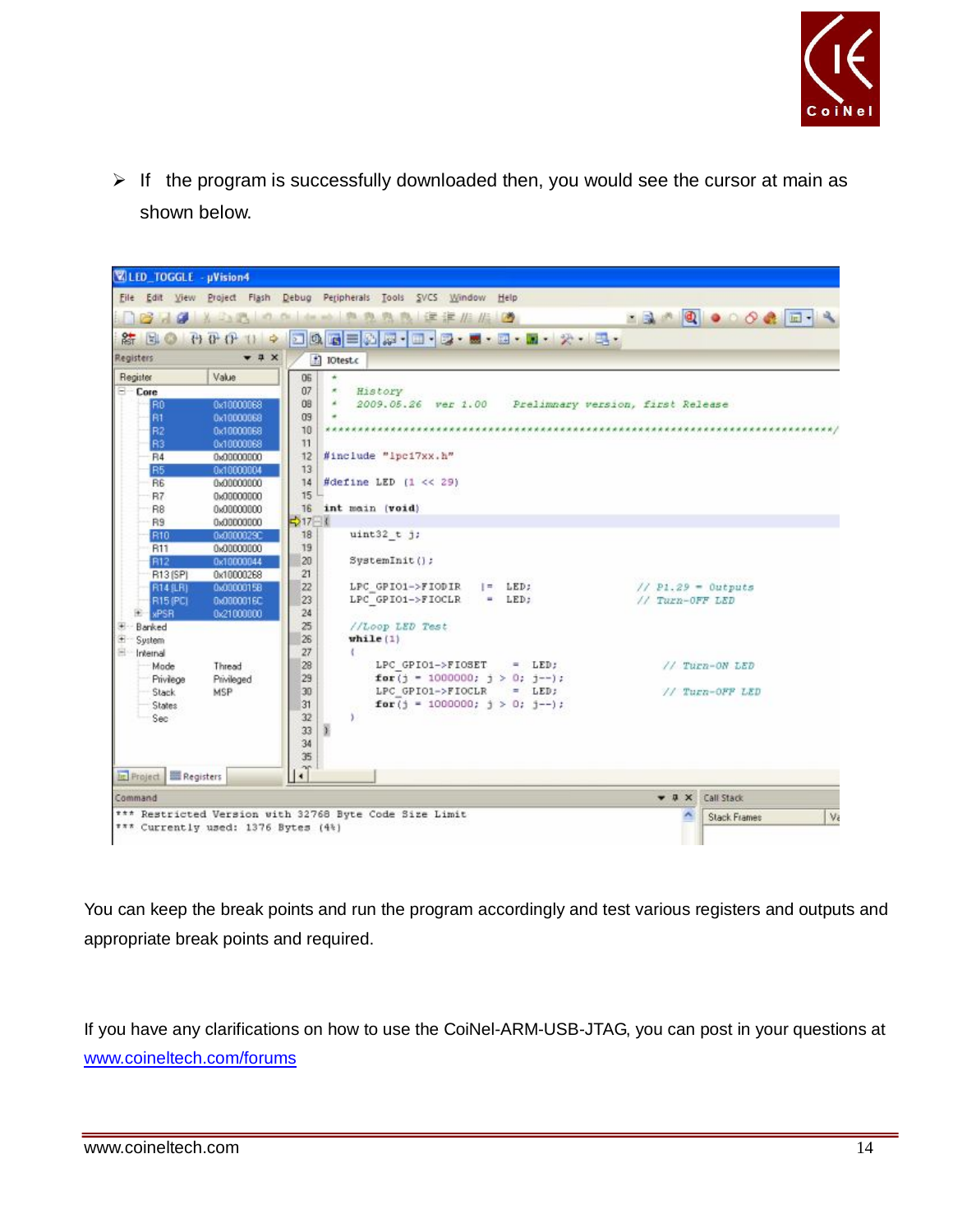- If the program is successfully downloaded then, you would see the cursor at main as shown below.

You can keep the break points and run the program accordingly and test various registers and outputs and appropriate break points and required.

If you have any clarifications on how to use the CoiNel-ARM-USB-JTAG, you can post in your questions at [www.coineltech.com/forums](http://www.coineltech.com/forums)